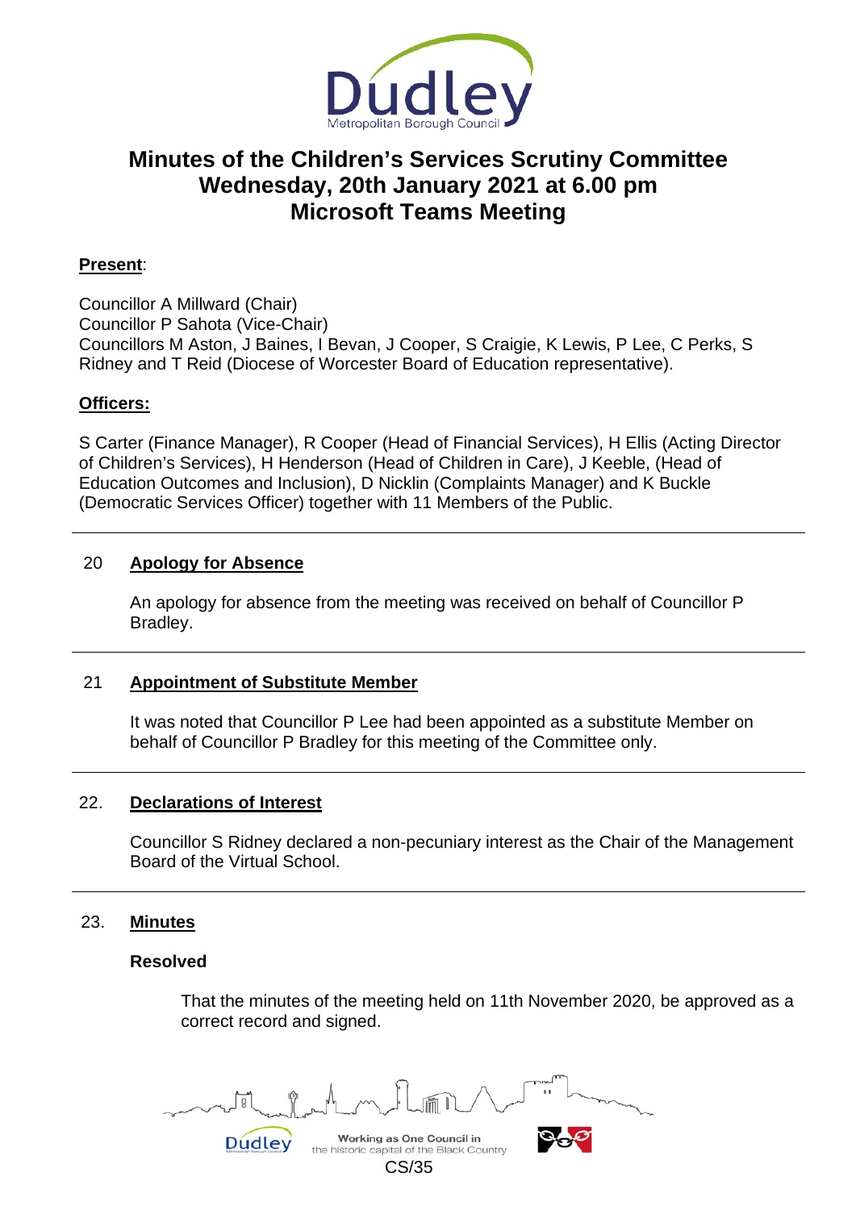# Minutes of the Children's Services Scrutiny Committee
## Wednesday, 20th January 2021 at 6.00 pm
## Microsoft Teams Meeting

**Present**:

Councillor A Millward (Chair)
Councillor P Sahota (Vice-Chair)
Councillors M Aston, J Baines, I Bevan, J Cooper, S Craigie, K Lewis, P Lee, C Perks, S Ridney and T Reid (Diocese of Worcester Board of Education representative).

**Officers:**

S Carter (Finance Manager), R Cooper (Head of Financial Services), H Ellis (Acting Director of Children's Services), H Henderson (Head of Children in Care), J Keeble, (Head of Education Outcomes and Inclusion), D Nicklin (Complaints Manager) and K Buckle (Democratic Services Officer) together with 11 Members of the Public.

---

### 20 Apology for Absence

An apology for absence from the meeting was received on behalf of Councillor P Bradley.

---

### 21 Appointment of Substitute Member

It was noted that Councillor P Lee had been appointed as a substitute Member on behalf of Councillor P Bradley for this meeting of the Committee only.

---

### 22. Declarations of Interest

Councillor S Ridney declared a non-pecuniary interest as the Chair of the Management Board of the Virtual School.

---

### 23. Minutes

**Resolved**

That the minutes of the meeting held on 11th November 2020, be approved as a correct record and signed.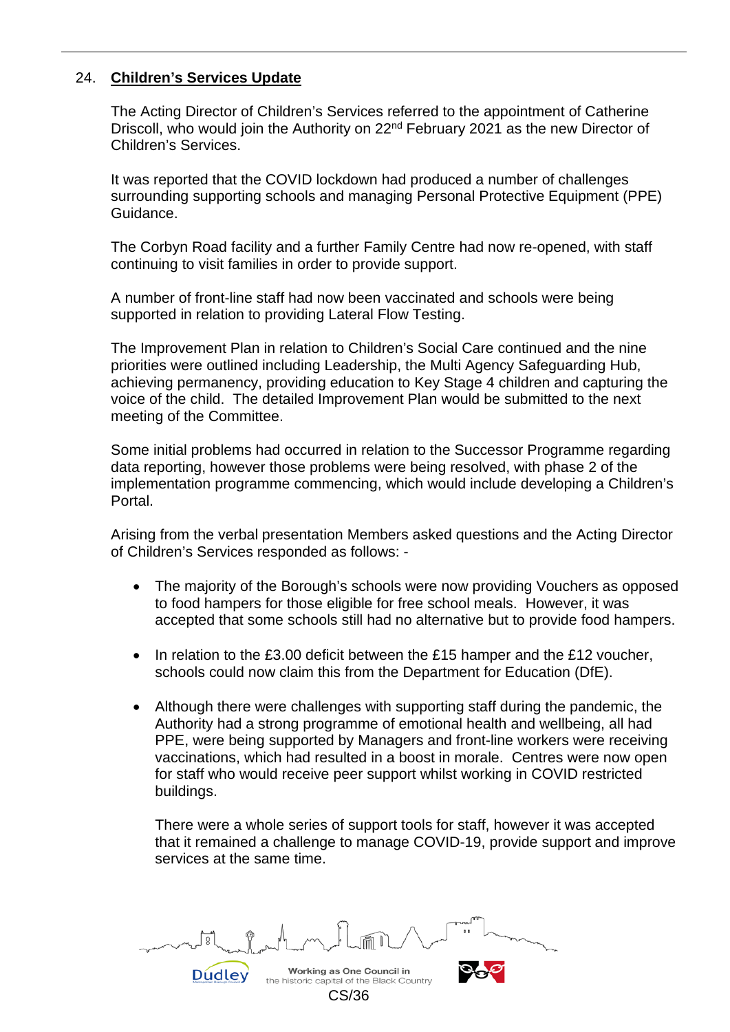## 24. **Children's Services Update**

The Acting Director of Children's Services referred to the appointment of Catherine Driscoll, who would join the Authority on 22nd February 2021 as the new Director of Children's Services.

It was reported that the COVID lockdown had produced a number of challenges surrounding supporting schools and managing Personal Protective Equipment (PPE) Guidance.

The Corbyn Road facility and a further Family Centre had now re-opened, with staff continuing to visit families in order to provide support.

A number of front-line staff had now been vaccinated and schools were being supported in relation to providing Lateral Flow Testing.

The Improvement Plan in relation to Children's Social Care continued and the nine priorities were outlined including Leadership, the Multi Agency Safeguarding Hub, achieving permanency, providing education to Key Stage 4 children and capturing the voice of the child. The detailed Improvement Plan would be submitted to the next meeting of the Committee.

Some initial problems had occurred in relation to the Successor Programme regarding data reporting, however those problems were being resolved, with phase 2 of the implementation programme commencing, which would include developing a Children's Portal.

Arising from the verbal presentation Members asked questions and the Acting Director of Children's Services responded as follows: -

- The majority of the Borough's schools were now providing Vouchers as opposed to food hampers for those eligible for free school meals. However, it was accepted that some schools still had no alternative but to provide food hampers.

- In relation to the £3.00 deficit between the £15 hamper and the £12 voucher, schools could now claim this from the Department for Education (DfE).

- Although there were challenges with supporting staff during the pandemic, the Authority had a strong programme of emotional health and wellbeing, all had PPE, were being supported by Managers and front-line workers were receiving vaccinations, which had resulted in a boost in morale. Centres were now open for staff who would receive peer support whilst working in COVID restricted buildings.

  There were a whole series of support tools for staff, however it was accepted that it remained a challenge to manage COVID-19, provide support and improve services at the same time.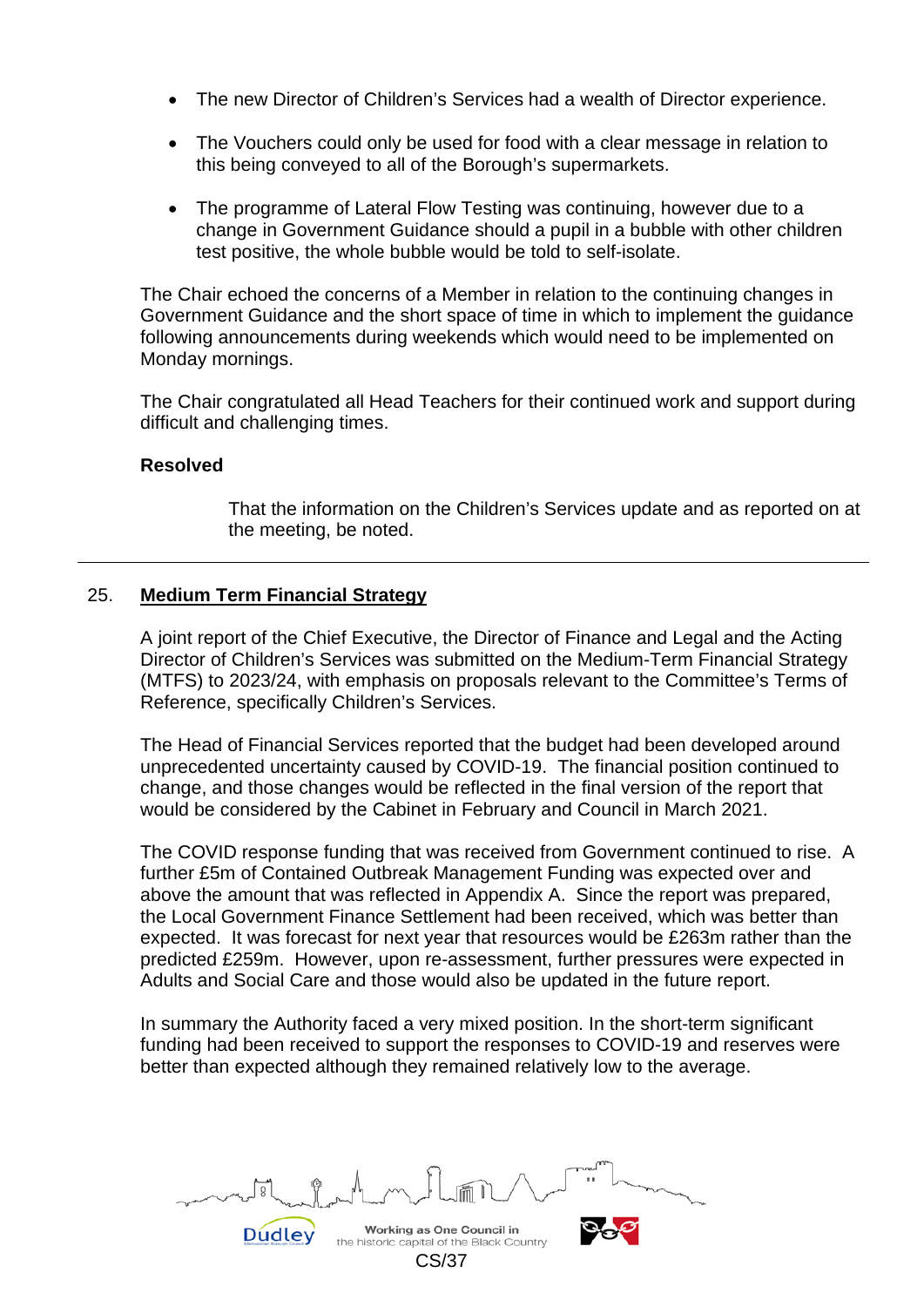- The new Director of Children's Services had a wealth of Director experience.

- The Vouchers could only be used for food with a clear message in relation to this being conveyed to all of the Borough's supermarkets.

- The programme of Lateral Flow Testing was continuing, however due to a change in Government Guidance should a pupil in a bubble with other children test positive, the whole bubble would be told to self-isolate.

The Chair echoed the concerns of a Member in relation to the continuing changes in Government Guidance and the short space of time in which to implement the guidance following announcements during weekends which would need to be implemented on Monday mornings.

The Chair congratulated all Head Teachers for their continued work and support during difficult and challenging times.

**Resolved**

> That the information on the Children's Services update and as reported on at the meeting, be noted.

---

## 25. Medium Term Financial Strategy

A joint report of the Chief Executive, the Director of Finance and Legal and the Acting Director of Children's Services was submitted on the Medium-Term Financial Strategy (MTFS) to 2023/24, with emphasis on proposals relevant to the Committee's Terms of Reference, specifically Children's Services.

The Head of Financial Services reported that the budget had been developed around unprecedented uncertainty caused by COVID-19. The financial position continued to change, and those changes would be reflected in the final version of the report that would be considered by the Cabinet in February and Council in March 2021.

The COVID response funding that was received from Government continued to rise. A further £5m of Contained Outbreak Management Funding was expected over and above the amount that was reflected in Appendix A. Since the report was prepared, the Local Government Finance Settlement had been received, which was better than expected. It was forecast for next year that resources would be £263m rather than the predicted £259m. However, upon re-assessment, further pressures were expected in Adults and Social Care and those would also be updated in the future report.

In summary the Authority faced a very mixed position. In the short-term significant funding had been received to support the responses to COVID-19 and reserves were better than expected although they remained relatively low to the average.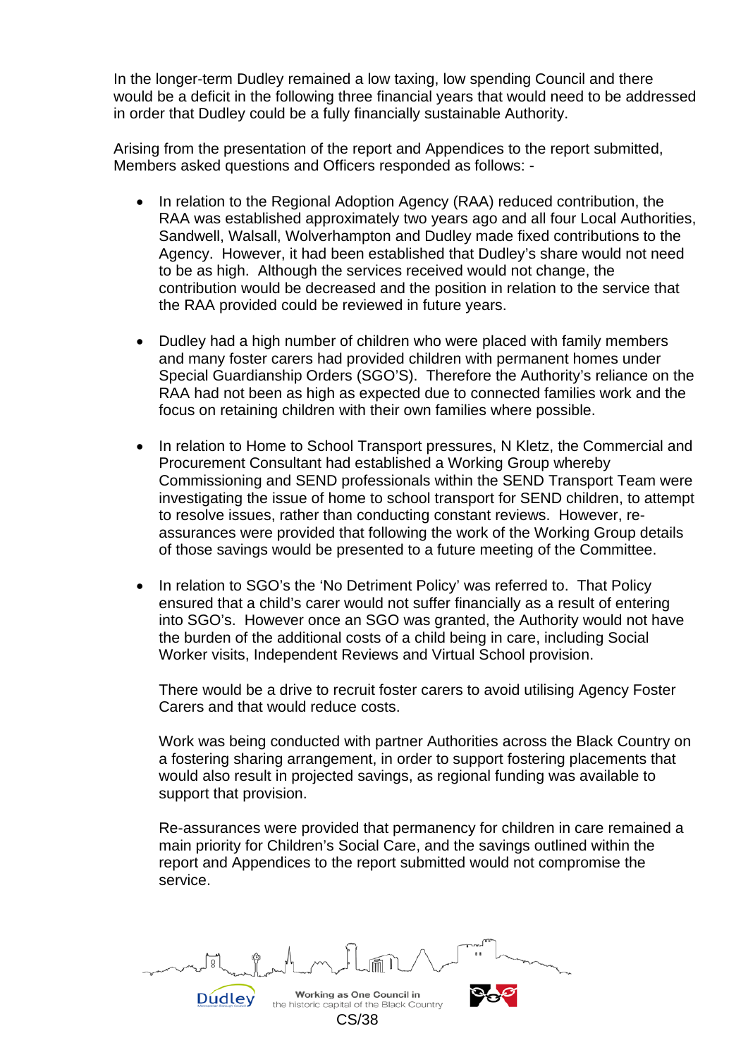In the longer-term Dudley remained a low taxing, low spending Council and there would be a deficit in the following three financial years that would need to be addressed in order that Dudley could be a fully financially sustainable Authority.

Arising from the presentation of the report and Appendices to the report submitted, Members asked questions and Officers responded as follows: -

- In relation to the Regional Adoption Agency (RAA) reduced contribution, the RAA was established approximately two years ago and all four Local Authorities, Sandwell, Walsall, Wolverhampton and Dudley made fixed contributions to the Agency. However, it had been established that Dudley's share would not need to be as high. Although the services received would not change, the contribution would be decreased and the position in relation to the service that the RAA provided could be reviewed in future years.

- Dudley had a high number of children who were placed with family members and many foster carers had provided children with permanent homes under Special Guardianship Orders (SGO'S). Therefore the Authority's reliance on the RAA had not been as high as expected due to connected families work and the focus on retaining children with their own families where possible.

- In relation to Home to School Transport pressures, N Kletz, the Commercial and Procurement Consultant had established a Working Group whereby Commissioning and SEND professionals within the SEND Transport Team were investigating the issue of home to school transport for SEND children, to attempt to resolve issues, rather than conducting constant reviews. However, re-assurances were provided that following the work of the Working Group details of those savings would be presented to a future meeting of the Committee.

- In relation to SGO's the 'No Detriment Policy' was referred to. That Policy ensured that a child's carer would not suffer financially as a result of entering into SGO's. However once an SGO was granted, the Authority would not have the burden of the additional costs of a child being in care, including Social Worker visits, Independent Reviews and Virtual School provision.

  There would be a drive to recruit foster carers to avoid utilising Agency Foster Carers and that would reduce costs.

  Work was being conducted with partner Authorities across the Black Country on a fostering sharing arrangement, in order to support fostering placements that would also result in projected savings, as regional funding was available to support that provision.

  Re-assurances were provided that permanency for children in care remained a main priority for Children's Social Care, and the savings outlined within the report and Appendices to the report submitted would not compromise the service.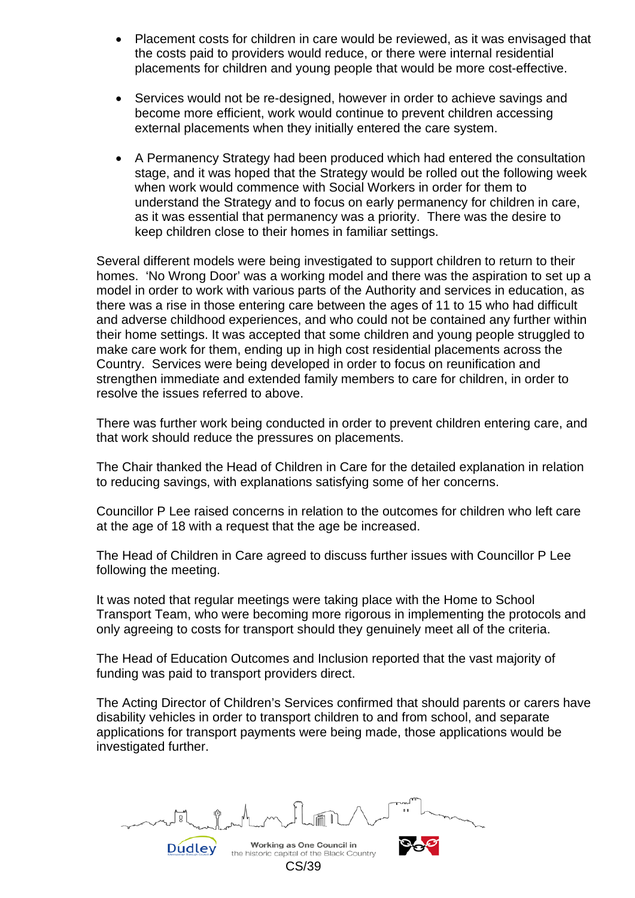- Placement costs for children in care would be reviewed, as it was envisaged that the costs paid to providers would reduce, or there were internal residential placements for children and young people that would be more cost-effective.

- Services would not be re-designed, however in order to achieve savings and become more efficient, work would continue to prevent children accessing external placements when they initially entered the care system.

- A Permanency Strategy had been produced which had entered the consultation stage, and it was hoped that the Strategy would be rolled out the following week when work would commence with Social Workers in order for them to understand the Strategy and to focus on early permanency for children in care, as it was essential that permanency was a priority. There was the desire to keep children close to their homes in familiar settings.

Several different models were being investigated to support children to return to their homes. 'No Wrong Door' was a working model and there was the aspiration to set up a model in order to work with various parts of the Authority and services in education, as there was a rise in those entering care between the ages of 11 to 15 who had difficult and adverse childhood experiences, and who could not be contained any further within their home settings. It was accepted that some children and young people struggled to make care work for them, ending up in high cost residential placements across the Country. Services were being developed in order to focus on reunification and strengthen immediate and extended family members to care for children, in order to resolve the issues referred to above.

There was further work being conducted in order to prevent children entering care, and that work should reduce the pressures on placements.

The Chair thanked the Head of Children in Care for the detailed explanation in relation to reducing savings, with explanations satisfying some of her concerns.

Councillor P Lee raised concerns in relation to the outcomes for children who left care at the age of 18 with a request that the age be increased.

The Head of Children in Care agreed to discuss further issues with Councillor P Lee following the meeting.

It was noted that regular meetings were taking place with the Home to School Transport Team, who were becoming more rigorous in implementing the protocols and only agreeing to costs for transport should they genuinely meet all of the criteria.

The Head of Education Outcomes and Inclusion reported that the vast majority of funding was paid to transport providers direct.

The Acting Director of Children's Services confirmed that should parents or carers have disability vehicles in order to transport children to and from school, and separate applications for transport payments were being made, those applications would be investigated further.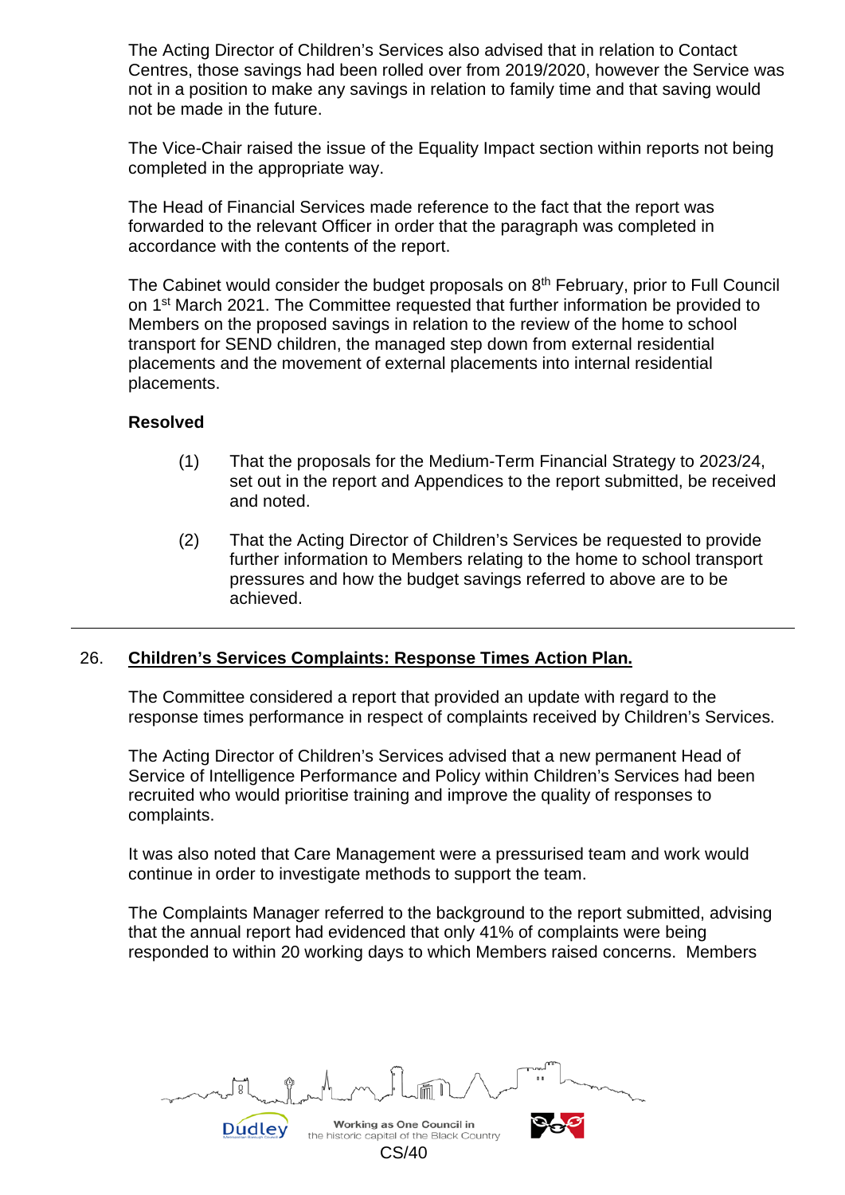The Acting Director of Children's Services also advised that in relation to Contact Centres, those savings had been rolled over from 2019/2020, however the Service was not in a position to make any savings in relation to family time and that saving would not be made in the future.

The Vice-Chair raised the issue of the Equality Impact section within reports not being completed in the appropriate way.

The Head of Financial Services made reference to the fact that the report was forwarded to the relevant Officer in order that the paragraph was completed in accordance with the contents of the report.

The Cabinet would consider the budget proposals on 8th February, prior to Full Council on 1st March 2021. The Committee requested that further information be provided to Members on the proposed savings in relation to the review of the home to school transport for SEND children, the managed step down from external residential placements and the movement of external placements into internal residential placements.

**Resolved**

(1) That the proposals for the Medium-Term Financial Strategy to 2023/24, set out in the report and Appendices to the report submitted, be received and noted.

(2) That the Acting Director of Children's Services be requested to provide further information to Members relating to the home to school transport pressures and how the budget savings referred to above are to be achieved.

---

26. **Children's Services Complaints: Response Times Action Plan.**

The Committee considered a report that provided an update with regard to the response times performance in respect of complaints received by Children's Services.

The Acting Director of Children's Services advised that a new permanent Head of Service of Intelligence Performance and Policy within Children's Services had been recruited who would prioritise training and improve the quality of responses to complaints.

It was also noted that Care Management were a pressurised team and work would continue in order to investigate methods to support the team.

The Complaints Manager referred to the background to the report submitted, advising that the annual report had evidenced that only 41% of complaints were being responded to within 20 working days to which Members raised concerns. Members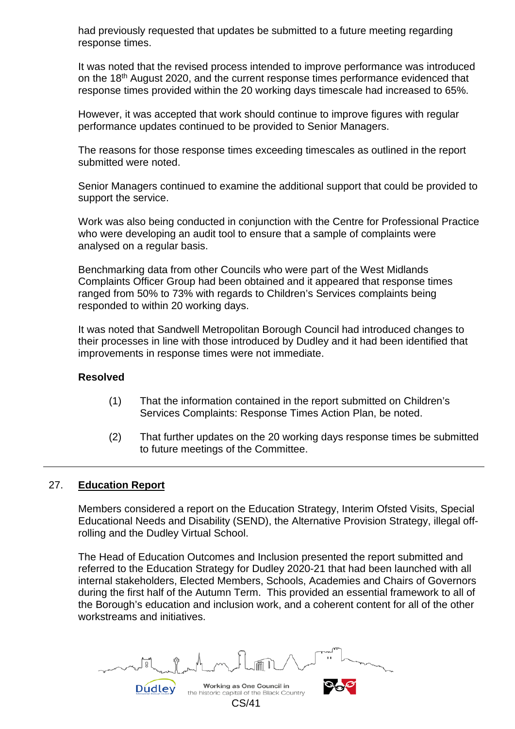had previously requested that updates be submitted to a future meeting regarding response times.

It was noted that the revised process intended to improve performance was introduced on the 18th August 2020, and the current response times performance evidenced that response times provided within the 20 working days timescale had increased to 65%.

However, it was accepted that work should continue to improve figures with regular performance updates continued to be provided to Senior Managers.

The reasons for those response times exceeding timescales as outlined in the report submitted were noted.

Senior Managers continued to examine the additional support that could be provided to support the service.

Work was also being conducted in conjunction with the Centre for Professional Practice who were developing an audit tool to ensure that a sample of complaints were analysed on a regular basis.

Benchmarking data from other Councils who were part of the West Midlands Complaints Officer Group had been obtained and it appeared that response times ranged from 50% to 73% with regards to Children's Services complaints being responded to within 20 working days.

It was noted that Sandwell Metropolitan Borough Council had introduced changes to their processes in line with those introduced by Dudley and it had been identified that improvements in response times were not immediate.

**Resolved**

(1) That the information contained in the report submitted on Children's Services Complaints: Response Times Action Plan, be noted.

(2) That further updates on the 20 working days response times be submitted to future meetings of the Committee.

---

## 27. Education Report

Members considered a report on the Education Strategy, Interim Ofsted Visits, Special Educational Needs and Disability (SEND), the Alternative Provision Strategy, illegal off-rolling and the Dudley Virtual School.

The Head of Education Outcomes and Inclusion presented the report submitted and referred to the Education Strategy for Dudley 2020-21 that had been launched with all internal stakeholders, Elected Members, Schools, Academies and Chairs of Governors during the first half of the Autumn Term. This provided an essential framework to all of the Borough's education and inclusion work, and a coherent content for all of the other workstreams and initiatives.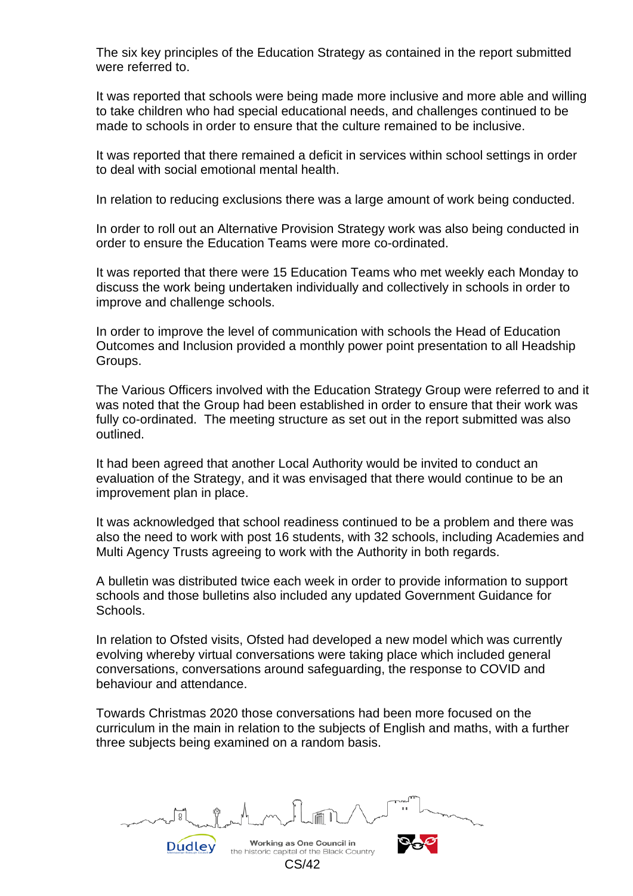The six key principles of the Education Strategy as contained in the report submitted were referred to.

It was reported that schools were being made more inclusive and more able and willing to take children who had special educational needs, and challenges continued to be made to schools in order to ensure that the culture remained to be inclusive.

It was reported that there remained a deficit in services within school settings in order to deal with social emotional mental health.

In relation to reducing exclusions there was a large amount of work being conducted.

In order to roll out an Alternative Provision Strategy work was also being conducted in order to ensure the Education Teams were more co-ordinated.

It was reported that there were 15 Education Teams who met weekly each Monday to discuss the work being undertaken individually and collectively in schools in order to improve and challenge schools.

In order to improve the level of communication with schools the Head of Education Outcomes and Inclusion provided a monthly power point presentation to all Headship Groups.

The Various Officers involved with the Education Strategy Group were referred to and it was noted that the Group had been established in order to ensure that their work was fully co-ordinated. The meeting structure as set out in the report submitted was also outlined.

It had been agreed that another Local Authority would be invited to conduct an evaluation of the Strategy, and it was envisaged that there would continue to be an improvement plan in place.

It was acknowledged that school readiness continued to be a problem and there was also the need to work with post 16 students, with 32 schools, including Academies and Multi Agency Trusts agreeing to work with the Authority in both regards.

A bulletin was distributed twice each week in order to provide information to support schools and those bulletins also included any updated Government Guidance for Schools.

In relation to Ofsted visits, Ofsted had developed a new model which was currently evolving whereby virtual conversations were taking place which included general conversations, conversations around safeguarding, the response to COVID and behaviour and attendance.

Towards Christmas 2020 those conversations had been more focused on the curriculum in the main in relation to the subjects of English and maths, with a further three subjects being examined on a random basis.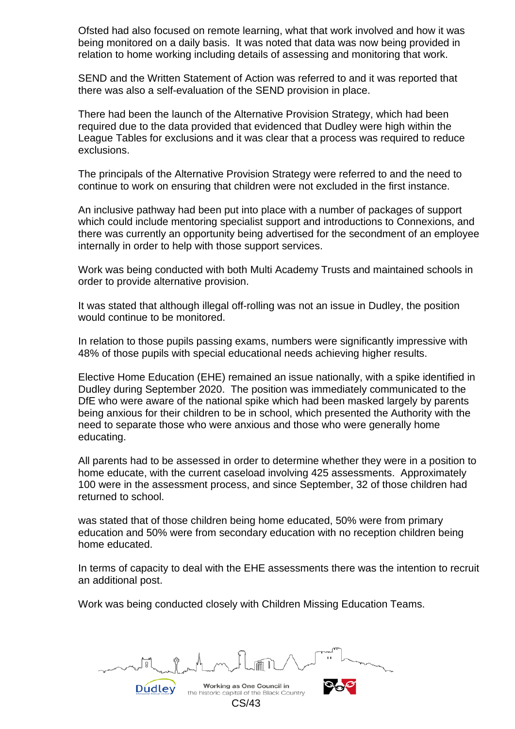Ofsted had also focused on remote learning, what that work involved and how it was being monitored on a daily basis. It was noted that data was now being provided in relation to home working including details of assessing and monitoring that work.

SEND and the Written Statement of Action was referred to and it was reported that there was also a self-evaluation of the SEND provision in place.

There had been the launch of the Alternative Provision Strategy, which had been required due to the data provided that evidenced that Dudley were high within the League Tables for exclusions and it was clear that a process was required to reduce exclusions.

The principals of the Alternative Provision Strategy were referred to and the need to continue to work on ensuring that children were not excluded in the first instance.

An inclusive pathway had been put into place with a number of packages of support which could include mentoring specialist support and introductions to Connexions, and there was currently an opportunity being advertised for the secondment of an employee internally in order to help with those support services.

Work was being conducted with both Multi Academy Trusts and maintained schools in order to provide alternative provision.

It was stated that although illegal off-rolling was not an issue in Dudley, the position would continue to be monitored.

In relation to those pupils passing exams, numbers were significantly impressive with 48% of those pupils with special educational needs achieving higher results.

Elective Home Education (EHE) remained an issue nationally, with a spike identified in Dudley during September 2020. The position was immediately communicated to the DfE who were aware of the national spike which had been masked largely by parents being anxious for their children to be in school, which presented the Authority with the need to separate those who were anxious and those who were generally home educating.

All parents had to be assessed in order to determine whether they were in a position to home educate, with the current caseload involving 425 assessments. Approximately 100 were in the assessment process, and since September, 32 of those children had returned to school.

was stated that of those children being home educated, 50% were from primary education and 50% were from secondary education with no reception children being home educated.

In terms of capacity to deal with the EHE assessments there was the intention to recruit an additional post.

Work was being conducted closely with Children Missing Education Teams.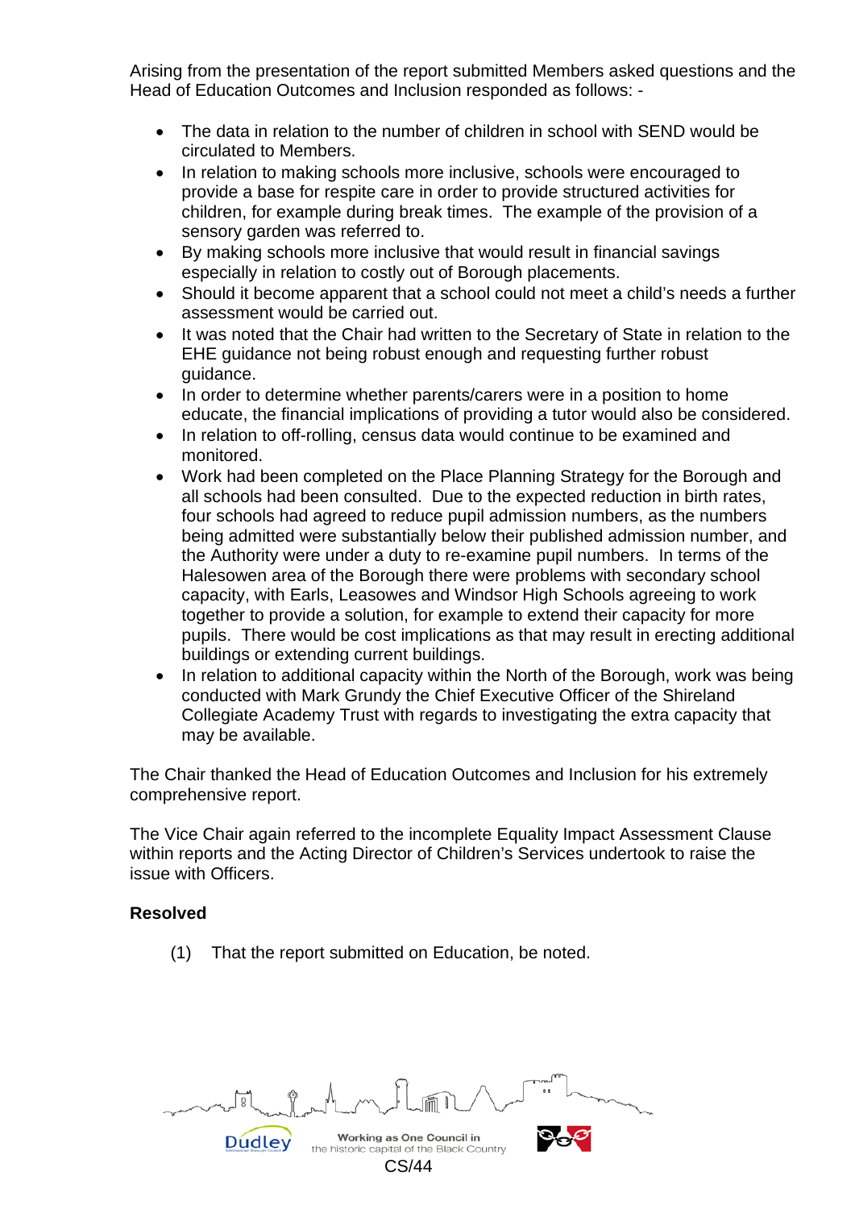Arising from the presentation of the report submitted Members asked questions and the Head of Education Outcomes and Inclusion responded as follows: -

- The data in relation to the number of children in school with SEND would be circulated to Members.
- In relation to making schools more inclusive, schools were encouraged to provide a base for respite care in order to provide structured activities for children, for example during break times. The example of the provision of a sensory garden was referred to.
- By making schools more inclusive that would result in financial savings especially in relation to costly out of Borough placements.
- Should it become apparent that a school could not meet a child's needs a further assessment would be carried out.
- It was noted that the Chair had written to the Secretary of State in relation to the EHE guidance not being robust enough and requesting further robust guidance.
- In order to determine whether parents/carers were in a position to home educate, the financial implications of providing a tutor would also be considered.
- In relation to off-rolling, census data would continue to be examined and monitored.
- Work had been completed on the Place Planning Strategy for the Borough and all schools had been consulted. Due to the expected reduction in birth rates, four schools had agreed to reduce pupil admission numbers, as the numbers being admitted were substantially below their published admission number, and the Authority were under a duty to re-examine pupil numbers. In terms of the Halesowen area of the Borough there were problems with secondary school capacity, with Earls, Leasowes and Windsor High Schools agreeing to work together to provide a solution, for example to extend their capacity for more pupils. There would be cost implications as that may result in erecting additional buildings or extending current buildings.
- In relation to additional capacity within the North of the Borough, work was being conducted with Mark Grundy the Chief Executive Officer of the Shireland Collegiate Academy Trust with regards to investigating the extra capacity that may be available.

The Chair thanked the Head of Education Outcomes and Inclusion for his extremely comprehensive report.

The Vice Chair again referred to the incomplete Equality Impact Assessment Clause within reports and the Acting Director of Children's Services undertook to raise the issue with Officers.

**Resolved**

(1) That the report submitted on Education, be noted.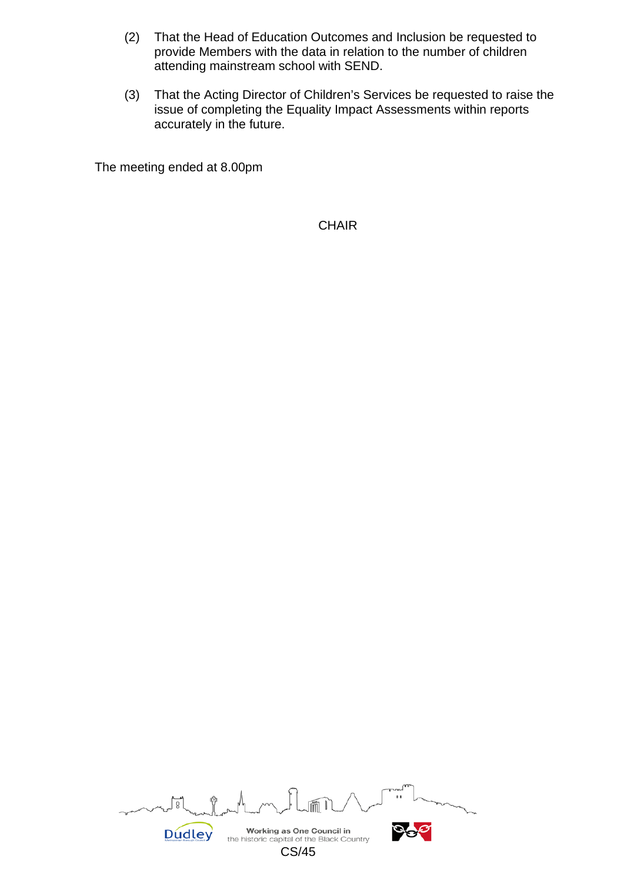(2) That the Head of Education Outcomes and Inclusion be requested to provide Members with the data in relation to the number of children attending mainstream school with SEND.

(3) That the Acting Director of Children's Services be requested to raise the issue of completing the Equality Impact Assessments within reports accurately in the future.

The meeting ended at 8.00pm

CHAIR